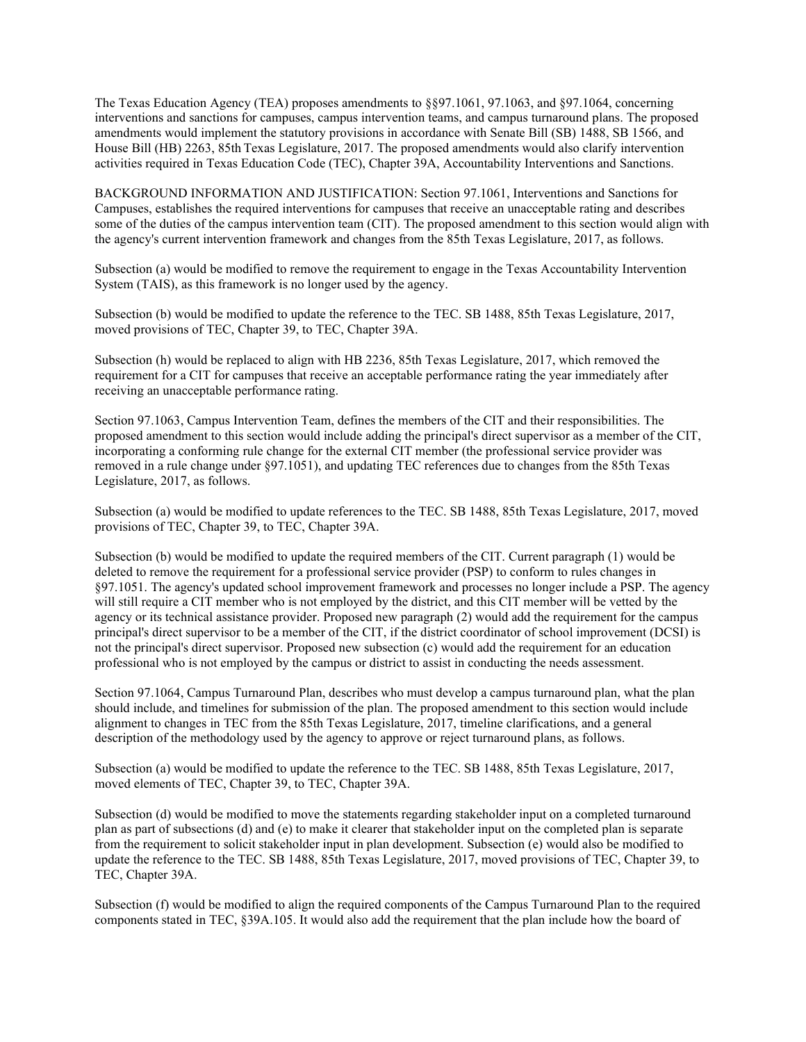The Texas Education Agency (TEA) proposes amendments to §§97.1061, 97.1063, and §97.1064, concerning interventions and sanctions for campuses, campus intervention teams, and campus turnaround plans. The proposed amendments would implement the statutory provisions in accordance with Senate Bill (SB) 1488, SB 1566, and House Bill (HB) 2263, 85th Texas Legislature, 2017. The proposed amendments would also clarify intervention activities required in Texas Education Code (TEC), Chapter 39A, Accountability Interventions and Sanctions.

BACKGROUND INFORMATION AND JUSTIFICATION: Section 97.1061, Interventions and Sanctions for Campuses, establishes the required interventions for campuses that receive an unacceptable rating and describes some of the duties of the campus intervention team (CIT). The proposed amendment to this section would align with the agency's current intervention framework and changes from the 85th Texas Legislature, 2017, as follows.

Subsection (a) would be modified to remove the requirement to engage in the Texas Accountability Intervention System (TAIS), as this framework is no longer used by the agency.

Subsection (b) would be modified to update the reference to the TEC. SB 1488, 85th Texas Legislature, 2017, moved provisions of TEC, Chapter 39, to TEC, Chapter 39A.

Subsection (h) would be replaced to align with HB 2236, 85th Texas Legislature, 2017, which removed the requirement for a CIT for campuses that receive an acceptable performance rating the year immediately after receiving an unacceptable performance rating.

Section 97.1063, Campus Intervention Team, defines the members of the CIT and their responsibilities. The proposed amendment to this section would include adding the principal's direct supervisor as a member of the CIT, incorporating a conforming rule change for the external CIT member (the professional service provider was removed in a rule change under §97.1051), and updating TEC references due to changes from the 85th Texas Legislature, 2017, as follows.

Subsection (a) would be modified to update references to the TEC. SB 1488, 85th Texas Legislature, 2017, moved provisions of TEC, Chapter 39, to TEC, Chapter 39A.

Subsection (b) would be modified to update the required members of the CIT. Current paragraph (1) would be deleted to remove the requirement for a professional service provider (PSP) to conform to rules changes in §97.1051. The agency's updated school improvement framework and processes no longer include a PSP. The agency will still require a CIT member who is not employed by the district, and this CIT member will be vetted by the agency or its technical assistance provider. Proposed new paragraph (2) would add the requirement for the campus principal's direct supervisor to be a member of the CIT, if the district coordinator of school improvement (DCSI) is not the principal's direct supervisor. Proposed new subsection (c) would add the requirement for an education professional who is not employed by the campus or district to assist in conducting the needs assessment.

Section 97.1064, Campus Turnaround Plan, describes who must develop a campus turnaround plan, what the plan should include, and timelines for submission of the plan. The proposed amendment to this section would include alignment to changes in TEC from the 85th Texas Legislature, 2017, timeline clarifications, and a general description of the methodology used by the agency to approve or reject turnaround plans, as follows.

Subsection (a) would be modified to update the reference to the TEC. SB 1488, 85th Texas Legislature, 2017, moved elements of TEC, Chapter 39, to TEC, Chapter 39A.

Subsection (d) would be modified to move the statements regarding stakeholder input on a completed turnaround plan as part of subsections (d) and (e) to make it clearer that stakeholder input on the completed plan is separate from the requirement to solicit stakeholder input in plan development. Subsection (e) would also be modified to update the reference to the TEC. SB 1488, 85th Texas Legislature, 2017, moved provisions of TEC, Chapter 39, to TEC, Chapter 39A.

Subsection (f) would be modified to align the required components of the Campus Turnaround Plan to the required components stated in TEC, §39A.105. It would also add the requirement that the plan include how the board of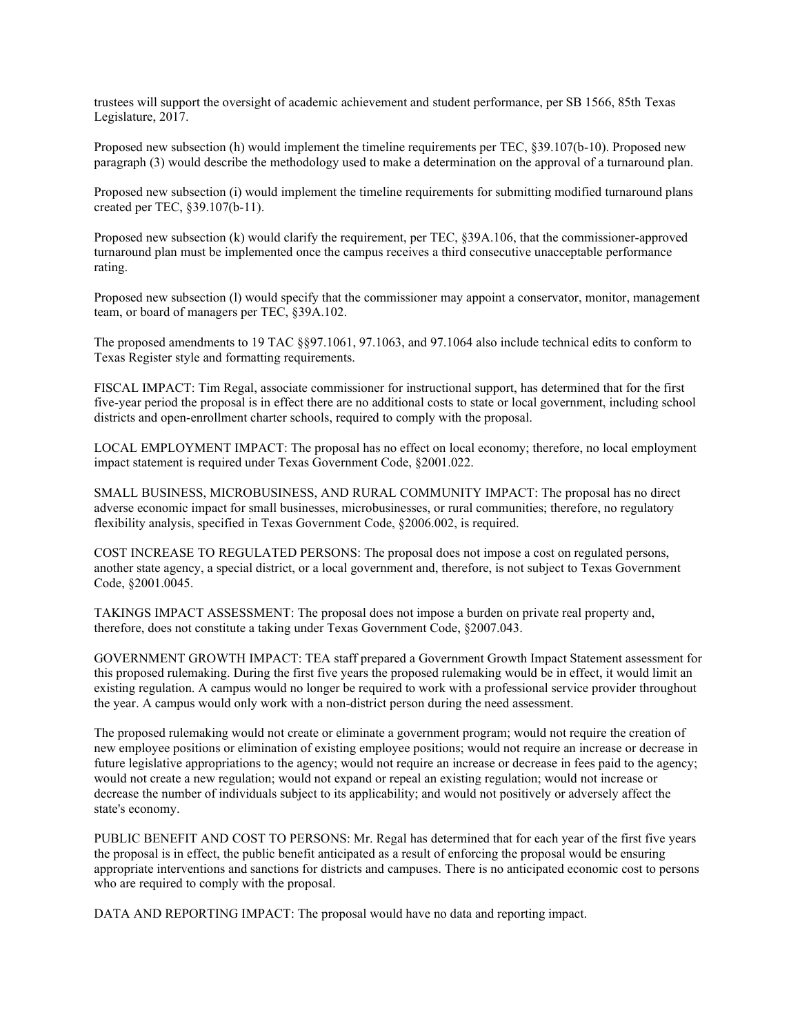trustees will support the oversight of academic achievement and student performance, per SB 1566, 85th Texas Legislature, 2017.

Proposed new subsection (h) would implement the timeline requirements per TEC, §39.107(b-10). Proposed new paragraph (3) would describe the methodology used to make a determination on the approval of a turnaround plan.

Proposed new subsection (i) would implement the timeline requirements for submitting modified turnaround plans created per TEC, §39.107(b-11).

Proposed new subsection (k) would clarify the requirement, per TEC, §39A.106, that the commissioner-approved turnaround plan must be implemented once the campus receives a third consecutive unacceptable performance rating.

Proposed new subsection (l) would specify that the commissioner may appoint a conservator, monitor, management team, or board of managers per TEC, §39A.102.

The proposed amendments to 19 TAC §§97.1061, 97.1063, and 97.1064 also include technical edits to conform to Texas Register style and formatting requirements.

FISCAL IMPACT: Tim Regal, associate commissioner for instructional support, has determined that for the first five-year period the proposal is in effect there are no additional costs to state or local government, including school districts and open-enrollment charter schools, required to comply with the proposal.

LOCAL EMPLOYMENT IMPACT: The proposal has no effect on local economy; therefore, no local employment impact statement is required under Texas Government Code, §2001.022.

SMALL BUSINESS, MICROBUSINESS, AND RURAL COMMUNITY IMPACT: The proposal has no direct adverse economic impact for small businesses, microbusinesses, or rural communities; therefore, no regulatory flexibility analysis, specified in Texas Government Code, §2006.002, is required.

COST INCREASE TO REGULATED PERSONS: The proposal does not impose a cost on regulated persons, another state agency, a special district, or a local government and, therefore, is not subject to Texas Government Code, §2001.0045.

TAKINGS IMPACT ASSESSMENT: The proposal does not impose a burden on private real property and, therefore, does not constitute a taking under Texas Government Code, §2007.043.

GOVERNMENT GROWTH IMPACT: TEA staff prepared a Government Growth Impact Statement assessment for this proposed rulemaking. During the first five years the proposed rulemaking would be in effect, it would limit an existing regulation. A campus would no longer be required to work with a professional service provider throughout the year. A campus would only work with a non-district person during the need assessment.

The proposed rulemaking would not create or eliminate a government program; would not require the creation of new employee positions or elimination of existing employee positions; would not require an increase or decrease in future legislative appropriations to the agency; would not require an increase or decrease in fees paid to the agency; would not create a new regulation; would not expand or repeal an existing regulation; would not increase or decrease the number of individuals subject to its applicability; and would not positively or adversely affect the state's economy.

PUBLIC BENEFIT AND COST TO PERSONS: Mr. Regal has determined that for each year of the first five years the proposal is in effect, the public benefit anticipated as a result of enforcing the proposal would be ensuring appropriate interventions and sanctions for districts and campuses. There is no anticipated economic cost to persons who are required to comply with the proposal.

DATA AND REPORTING IMPACT: The proposal would have no data and reporting impact.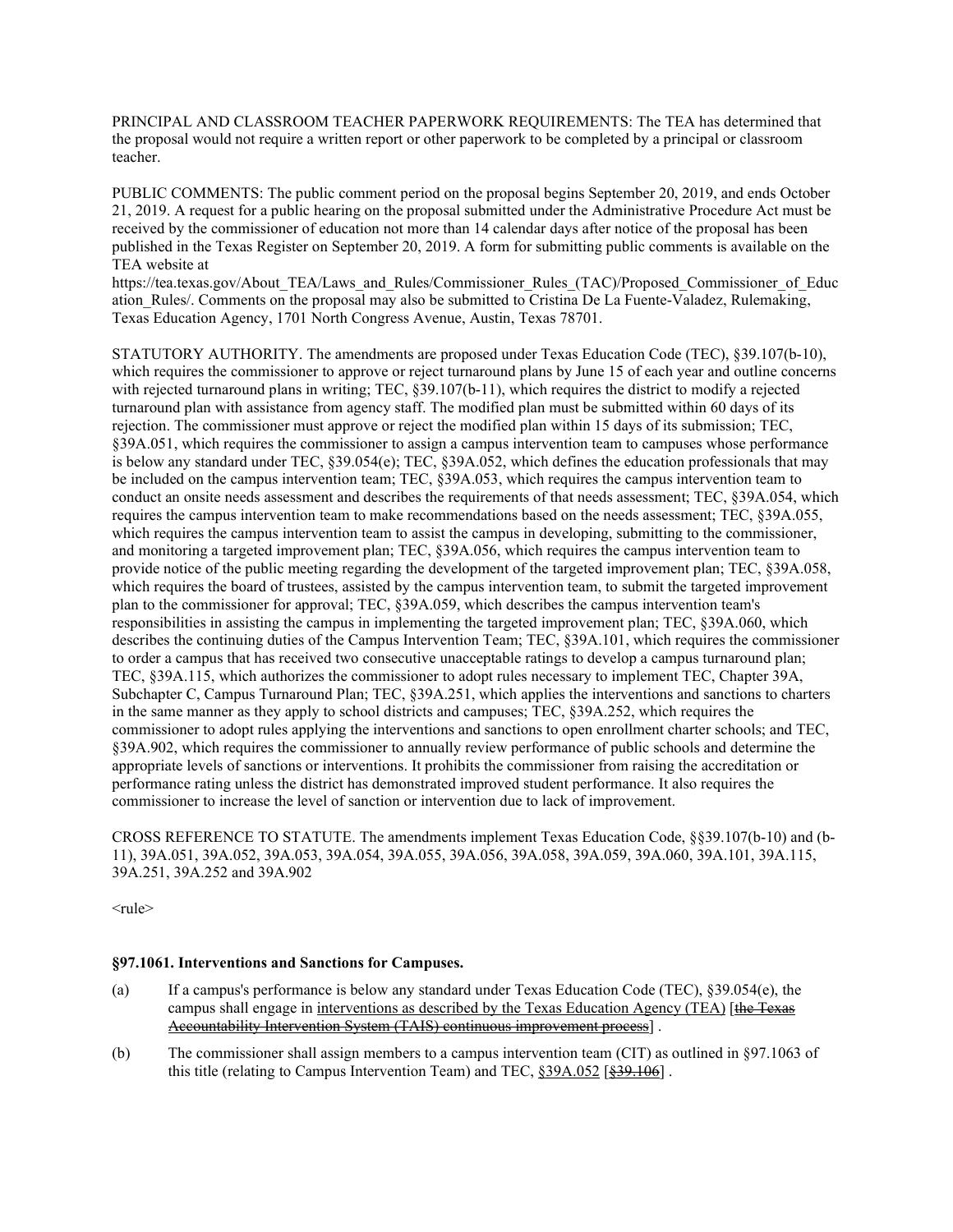PRINCIPAL AND CLASSROOM TEACHER PAPERWORK REQUIREMENTS: The TEA has determined that the proposal would not require a written report or other paperwork to be completed by a principal or classroom teacher.

PUBLIC COMMENTS: The public comment period on the proposal begins September 20, 2019, and ends October 21, 2019. A request for a public hearing on the proposal submitted under the Administrative Procedure Act must be received by the commissioner of education not more than 14 calendar days after notice of the proposal has been published in the Texas Register on September 20, 2019. A form for submitting public comments is available on the TEA website at https://tea.texas.gov/About_TEA/Laws_and_Rules/Commissioner_Rules_(TAC)/Proposed_Commissioner_of_Education_Rules/. Comments on the proposal may also be submitted to Cristina De La Fuente-Valadez, Rulemaking, Texas Education Agency, 1701 North Congress Avenue, Austin, Texas 78701.

STATUTORY AUTHORITY. The amendments are proposed under Texas Education Code (TEC), §39.107(b-10), which requires the commissioner to approve or reject turnaround plans by June 15 of each year and outline concerns with rejected turnaround plans in writing; TEC, §39.107(b-11), which requires the district to modify a rejected turnaround plan with assistance from agency staff. The modified plan must be submitted within 60 days of its rejection. The commissioner must approve or reject the modified plan within 15 days of its submission; TEC, §39A.051, which requires the commissioner to assign a campus intervention team to campuses whose performance is below any standard under TEC, §39.054(e); TEC, §39A.052, which defines the education professionals that may be included on the campus intervention team; TEC, §39A.053, which requires the campus intervention team to conduct an onsite needs assessment and describes the requirements of that needs assessment; TEC, §39A.054, which requires the campus intervention team to make recommendations based on the needs assessment; TEC, §39A.055, which requires the campus intervention team to assist the campus in developing, submitting to the commissioner, and monitoring a targeted improvement plan; TEC, §39A.056, which requires the campus intervention team to provide notice of the public meeting regarding the development of the targeted improvement plan; TEC, §39A.058, which requires the board of trustees, assisted by the campus intervention team, to submit the targeted improvement plan to the commissioner for approval; TEC, §39A.059, which describes the campus intervention team's responsibilities in assisting the campus in implementing the targeted improvement plan; TEC, §39A.060, which describes the continuing duties of the Campus Intervention Team; TEC, §39A.101, which requires the commissioner to order a campus that has received two consecutive unacceptable ratings to develop a campus turnaround plan; TEC, §39A.115, which authorizes the commissioner to adopt rules necessary to implement TEC, Chapter 39A, Subchapter C, Campus Turnaround Plan; TEC, §39A.251, which applies the interventions and sanctions to charters in the same manner as they apply to school districts and campuses; TEC, §39A.252, which requires the commissioner to adopt rules applying the interventions and sanctions to open enrollment charter schools; and TEC, §39A.902, which requires the commissioner to annually review performance of public schools and determine the appropriate levels of sanctions or interventions. It prohibits the commissioner from raising the accreditation or performance rating unless the district has demonstrated improved student performance. It also requires the commissioner to increase the level of sanction or intervention due to lack of improvement.

CROSS REFERENCE TO STATUTE. The amendments implement Texas Education Code, §§39.107(b-10) and (b-11), 39A.051, 39A.052, 39A.053, 39A.054, 39A.055, 39A.056, 39A.058, 39A.059, 39A.060, 39A.101, 39A.115, 39A.251, 39A.252 and 39A.902

<rule>

**§97.1061. Interventions and Sanctions for Campuses.**

(a) If a campus's performance is below any standard under Texas Education Code (TEC), §39.054(e), the campus shall engage in <u>interventions as described by the Texas Education Agency (TEA)</u> [~~the Texas Accountability Intervention System (TAIS) continuous improvement process~~] .

(b) The commissioner shall assign members to a campus intervention team (CIT) as outlined in §97.1063 of this title (relating to Campus Intervention Team) and TEC, <u>§39A.052</u> [~~§39.106~~] .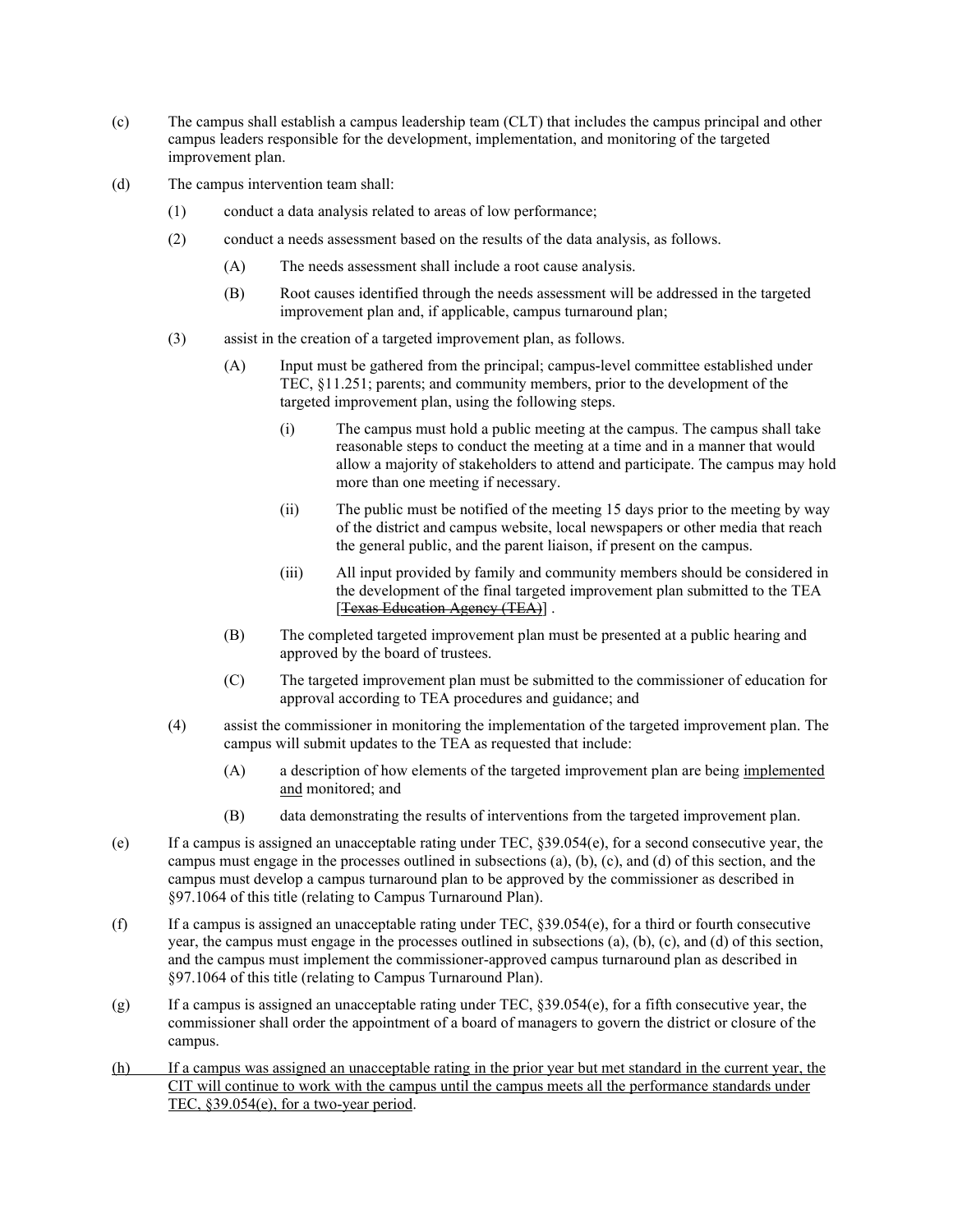(c) The campus shall establish a campus leadership team (CLT) that includes the campus principal and other campus leaders responsible for the development, implementation, and monitoring of the targeted improvement plan.

(d) The campus intervention team shall:

(1) conduct a data analysis related to areas of low performance;

(2) conduct a needs assessment based on the results of the data analysis, as follows.

(A) The needs assessment shall include a root cause analysis.

(B) Root causes identified through the needs assessment will be addressed in the targeted improvement plan and, if applicable, campus turnaround plan;

(3) assist in the creation of a targeted improvement plan, as follows.

(A) Input must be gathered from the principal; campus-level committee established under TEC, §11.251; parents; and community members, prior to the development of the targeted improvement plan, using the following steps.

(i) The campus must hold a public meeting at the campus. The campus shall take reasonable steps to conduct the meeting at a time and in a manner that would allow a majority of stakeholders to attend and participate. The campus may hold more than one meeting if necessary.

(ii) The public must be notified of the meeting 15 days prior to the meeting by way of the district and campus website, local newspapers or other media that reach the general public, and the parent liaison, if present on the campus.

(iii) All input provided by family and community members should be considered in the development of the final targeted improvement plan submitted to the TEA [~~Texas Education Agency (TEA)~~] .

(B) The completed targeted improvement plan must be presented at a public hearing and approved by the board of trustees.

(C) The targeted improvement plan must be submitted to the commissioner of education for approval according to TEA procedures and guidance; and

(4) assist the commissioner in monitoring the implementation of the targeted improvement plan. The campus will submit updates to the TEA as requested that include:

(A) a description of how elements of the targeted improvement plan are being <u>implemented and</u> monitored; and

(B) data demonstrating the results of interventions from the targeted improvement plan.

(e) If a campus is assigned an unacceptable rating under TEC, §39.054(e), for a second consecutive year, the campus must engage in the processes outlined in subsections (a), (b), (c), and (d) of this section, and the campus must develop a campus turnaround plan to be approved by the commissioner as described in §97.1064 of this title (relating to Campus Turnaround Plan).

(f) If a campus is assigned an unacceptable rating under TEC, §39.054(e), for a third or fourth consecutive year, the campus must engage in the processes outlined in subsections (a), (b), (c), and (d) of this section, and the campus must implement the commissioner-approved campus turnaround plan as described in §97.1064 of this title (relating to Campus Turnaround Plan).

(g) If a campus is assigned an unacceptable rating under TEC, §39.054(e), for a fifth consecutive year, the commissioner shall order the appointment of a board of managers to govern the district or closure of the campus.

<u>(h) If a campus was assigned an unacceptable rating in the prior year but met standard in the current year, the CIT will continue to work with the campus until the campus meets all the performance standards under TEC, §39.054(e), for a two-year period</u>.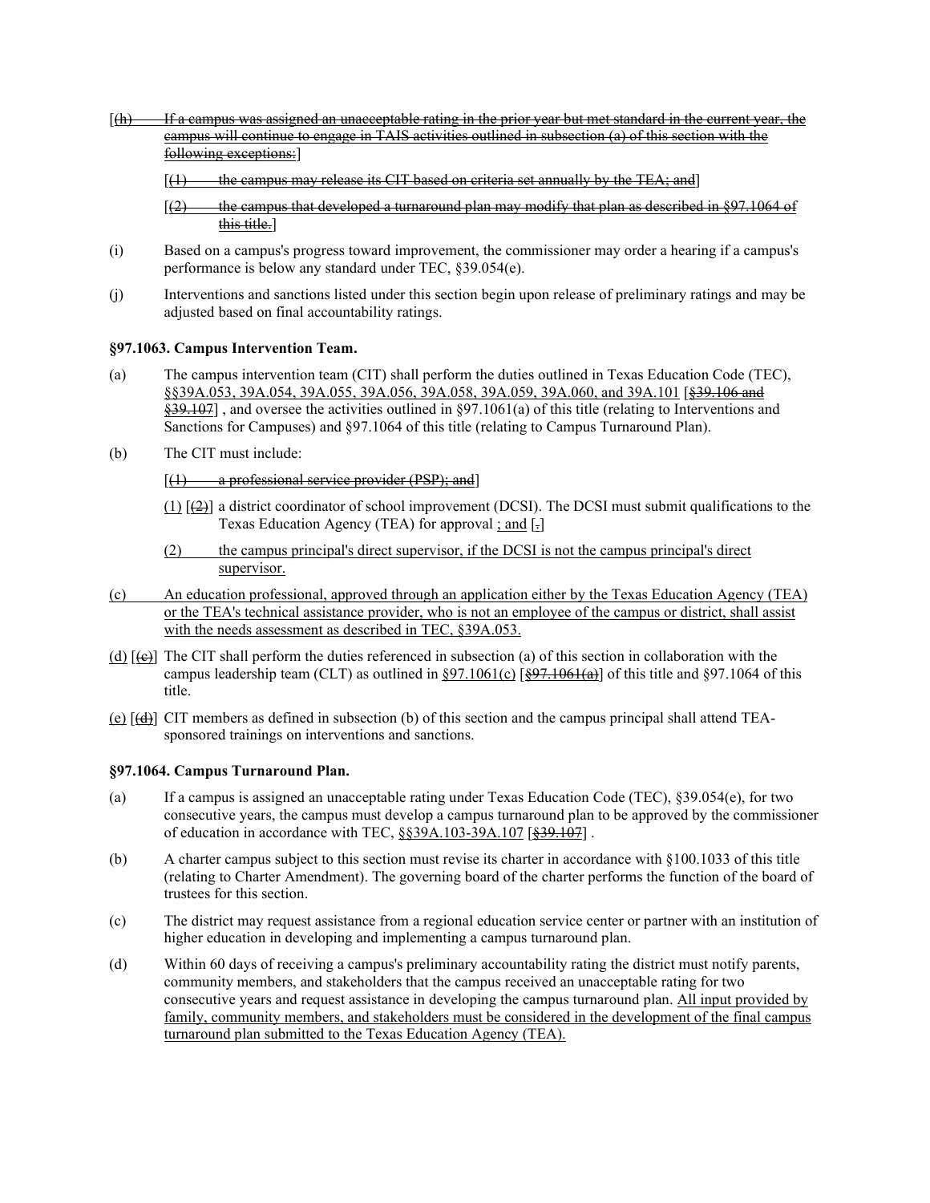[(h) If a campus was assigned an unacceptable rating in the prior year but met standard in the current year, the campus will continue to engage in TAIS activities outlined in subsection (a) of this section with the following exceptions:]

[(1) the campus may release its CIT based on criteria set annually by the TEA; and]

[(2) the campus that developed a turnaround plan may modify that plan as described in §97.1064 of this title.]

(i) Based on a campus's progress toward improvement, the commissioner may order a hearing if a campus's performance is below any standard under TEC, §39.054(e).

(j) Interventions and sanctions listed under this section begin upon release of preliminary ratings and may be adjusted based on final accountability ratings.

**§97.1063. Campus Intervention Team.**

(a) The campus intervention team (CIT) shall perform the duties outlined in Texas Education Code (TEC), §§39A.053, 39A.054, 39A.055, 39A.056, 39A.058, 39A.059, 39A.060, and 39A.101 [§39.106 and §39.107] , and oversee the activities outlined in §97.1061(a) of this title (relating to Interventions and Sanctions for Campuses) and §97.1064 of this title (relating to Campus Turnaround Plan).

(b) The CIT must include:

[(1) a professional service provider (PSP); and]

(1) [(2)] a district coordinator of school improvement (DCSI). The DCSI must submit qualifications to the Texas Education Agency (TEA) for approval ; and [.]

(2) the campus principal's direct supervisor, if the DCSI is not the campus principal's direct supervisor.

(c) An education professional, approved through an application either by the Texas Education Agency (TEA) or the TEA's technical assistance provider, who is not an employee of the campus or district, shall assist with the needs assessment as described in TEC, §39A.053.

(d) [(c)] The CIT shall perform the duties referenced in subsection (a) of this section in collaboration with the campus leadership team (CLT) as outlined in §97.1061(c) [§97.1061(a)] of this title and §97.1064 of this title.

(e) [(d)] CIT members as defined in subsection (b) of this section and the campus principal shall attend TEA-sponsored trainings on interventions and sanctions.

**§97.1064. Campus Turnaround Plan.**

(a) If a campus is assigned an unacceptable rating under Texas Education Code (TEC), §39.054(e), for two consecutive years, the campus must develop a campus turnaround plan to be approved by the commissioner of education in accordance with TEC, §§39A.103-39A.107 [§39.107] .

(b) A charter campus subject to this section must revise its charter in accordance with §100.1033 of this title (relating to Charter Amendment). The governing board of the charter performs the function of the board of trustees for this section.

(c) The district may request assistance from a regional education service center or partner with an institution of higher education in developing and implementing a campus turnaround plan.

(d) Within 60 days of receiving a campus's preliminary accountability rating the district must notify parents, community members, and stakeholders that the campus received an unacceptable rating for two consecutive years and request assistance in developing the campus turnaround plan. All input provided by family, community members, and stakeholders must be considered in the development of the final campus turnaround plan submitted to the Texas Education Agency (TEA).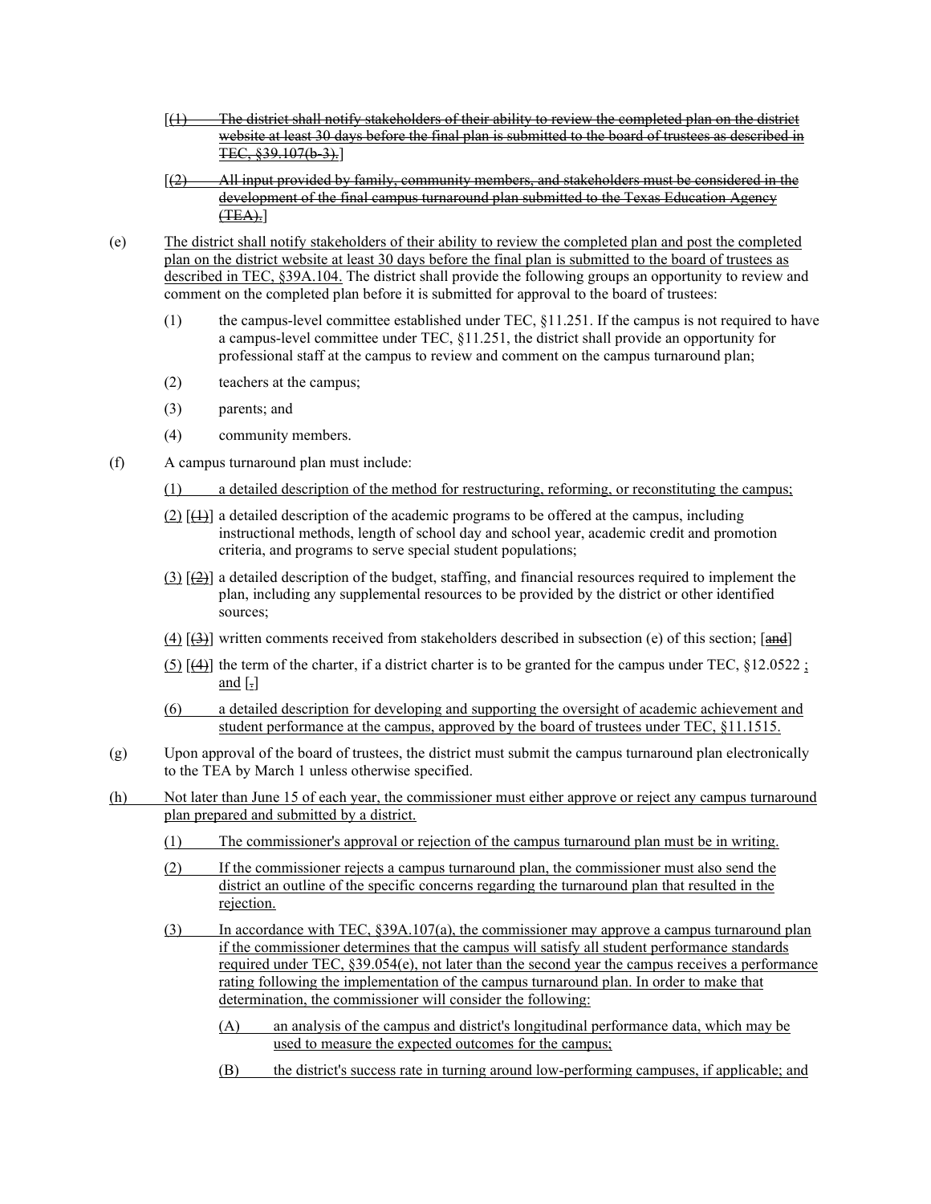[~~(1) The district shall notify stakeholders of their ability to review the completed plan on the district website at least 30 days before the final plan is submitted to the board of trustees as described in TEC, §39.107(b-3).~~]

[~~(2) All input provided by family, community members, and stakeholders must be considered in the development of the final campus turnaround plan submitted to the Texas Education Agency (TEA).~~]

(e) <u>The district shall notify stakeholders of their ability to review the completed plan and post the completed plan on the district website at least 30 days before the final plan is submitted to the board of trustees as described in TEC, §39A.104.</u> The district shall provide the following groups an opportunity to review and comment on the completed plan before it is submitted for approval to the board of trustees:

(1) the campus-level committee established under TEC, §11.251. If the campus is not required to have a campus-level committee under TEC, §11.251, the district shall provide an opportunity for professional staff at the campus to review and comment on the campus turnaround plan;

(2) teachers at the campus;

(3) parents; and

(4) community members.

(f) A campus turnaround plan must include:

<u>(1) a detailed description of the method for restructuring, reforming, or reconstituting the campus;</u>

<u>(2)</u> [~~(1)~~] a detailed description of the academic programs to be offered at the campus, including instructional methods, length of school day and school year, academic credit and promotion criteria, and programs to serve special student populations;

<u>(3)</u> [~~(2)~~] a detailed description of the budget, staffing, and financial resources required to implement the plan, including any supplemental resources to be provided by the district or other identified sources;

<u>(4)</u> [~~(3)~~] written comments received from stakeholders described in subsection (e) of this section; [~~and~~]

<u>(5)</u> [~~(4)~~] the term of the charter, if a district charter is to be granted for the campus under TEC, §12.0522<u>; and</u> [~~.~~]

<u>(6) a detailed description for developing and supporting the oversight of academic achievement and student performance at the campus, approved by the board of trustees under TEC, §11.1515.</u>

(g) Upon approval of the board of trustees, the district must submit the campus turnaround plan electronically to the TEA by March 1 unless otherwise specified.

<u>(h) Not later than June 15 of each year, the commissioner must either approve or reject any campus turnaround plan prepared and submitted by a district.</u>

<u>(1) The commissioner's approval or rejection of the campus turnaround plan must be in writing.</u>

<u>(2) If the commissioner rejects a campus turnaround plan, the commissioner must also send the district an outline of the specific concerns regarding the turnaround plan that resulted in the rejection.</u>

<u>(3) In accordance with TEC, §39A.107(a), the commissioner may approve a campus turnaround plan if the commissioner determines that the campus will satisfy all student performance standards required under TEC, §39.054(e), not later than the second year the campus receives a performance rating following the implementation of the campus turnaround plan. In order to make that determination, the commissioner will consider the following:</u>

<u>(A) an analysis of the campus and district's longitudinal performance data, which may be used to measure the expected outcomes for the campus;</u>

<u>(B) the district's success rate in turning around low-performing campuses, if applicable; and</u>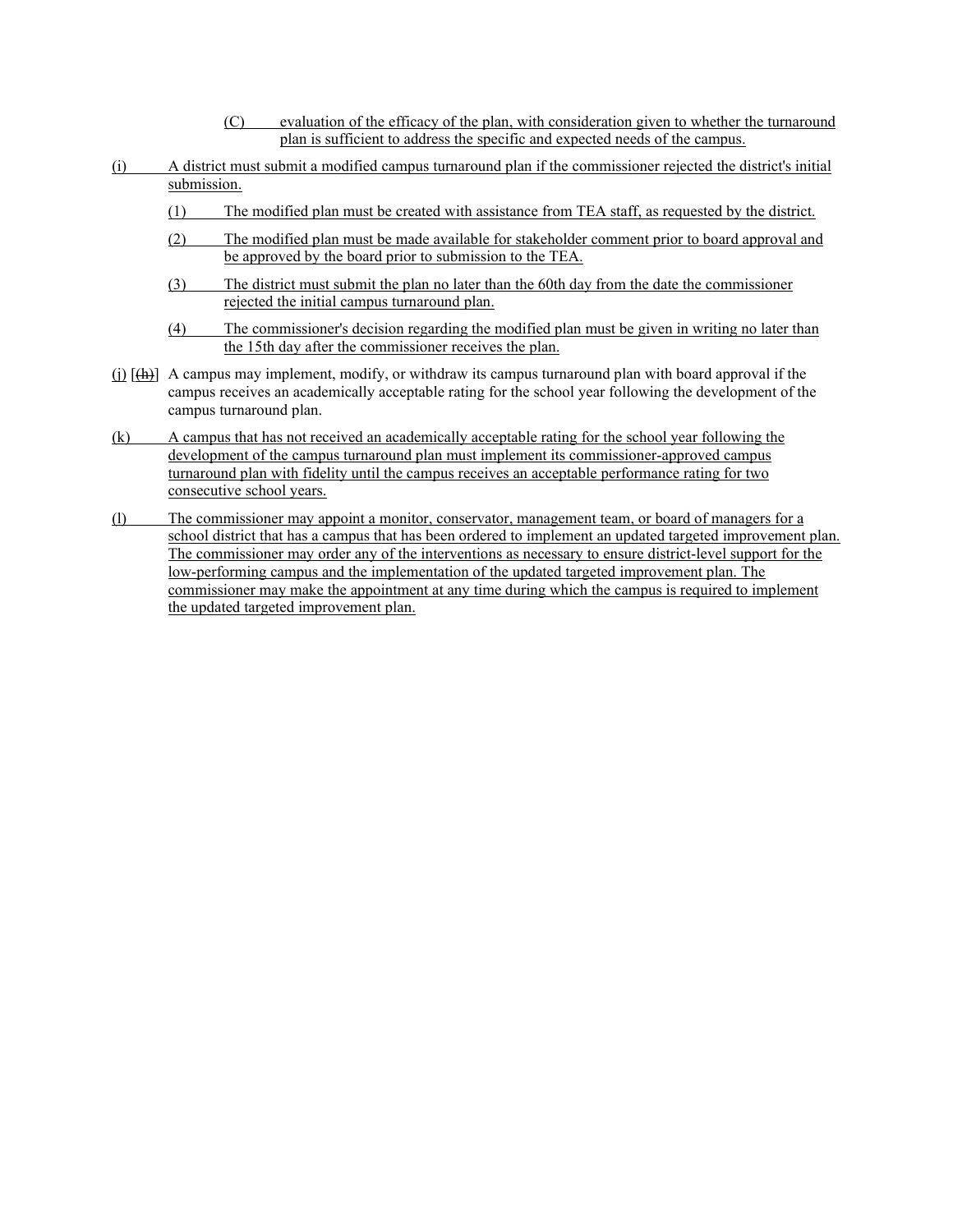(C) evaluation of the efficacy of the plan, with consideration given to whether the turnaround plan is sufficient to address the specific and expected needs of the campus.

(i) A district must submit a modified campus turnaround plan if the commissioner rejected the district's initial submission.

(1) The modified plan must be created with assistance from TEA staff, as requested by the district.

(2) The modified plan must be made available for stakeholder comment prior to board approval and be approved by the board prior to submission to the TEA.

(3) The district must submit the plan no later than the 60th day from the date the commissioner rejected the initial campus turnaround plan.

(4) The commissioner's decision regarding the modified plan must be given in writing no later than the 15th day after the commissioner receives the plan.

(j) [~~(h)~~] A campus may implement, modify, or withdraw its campus turnaround plan with board approval if the campus receives an academically acceptable rating for the school year following the development of the campus turnaround plan.

(k) A campus that has not received an academically acceptable rating for the school year following the development of the campus turnaround plan must implement its commissioner-approved campus turnaround plan with fidelity until the campus receives an acceptable performance rating for two consecutive school years.

(l) The commissioner may appoint a monitor, conservator, management team, or board of managers for a school district that has a campus that has been ordered to implement an updated targeted improvement plan. The commissioner may order any of the interventions as necessary to ensure district-level support for the low-performing campus and the implementation of the updated targeted improvement plan. The commissioner may make the appointment at any time during which the campus is required to implement the updated targeted improvement plan.